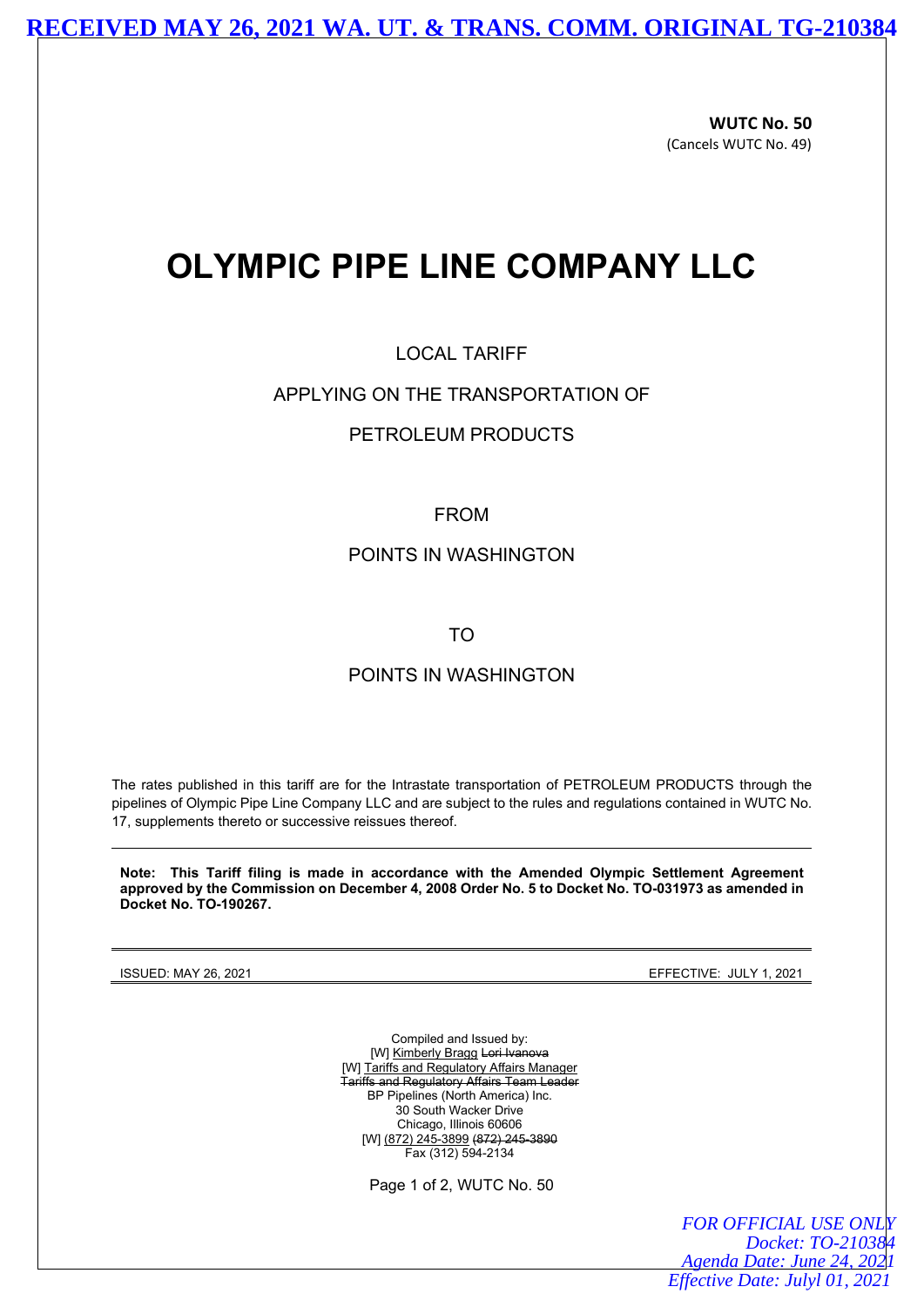**RECEIVED MAY 26, 2021 WA. UT. & TRANS. COMM. ORIGINAL TG-210384**

**WUTC No. 50**
(Cancels WUTC No. 49)

# OLYMPIC PIPE LINE COMPANY LLC

LOCAL TARIFF

APPLYING ON THE TRANSPORTATION OF

PETROLEUM PRODUCTS

FROM

POINTS IN WASHINGTON

TO

POINTS IN WASHINGTON

The rates published in this tariff are for the Intrastate transportation of PETROLEUM PRODUCTS through the pipelines of Olympic Pipe Line Company LLC and are subject to the rules and regulations contained in WUTC No. 17, supplements thereto or successive reissues thereof.

**Note: This Tariff filing is made in accordance with the Amended Olympic Settlement Agreement approved by the Commission on December 4, 2008 Order No. 5 to Docket No. TO-031973 as amended in Docket No. TO-190267.**

ISSUED: MAY 26, 2021

EFFECTIVE: JULY 1, 2021

Compiled and Issued by:
[W] Kimberly Bragg ~~Lori Ivanova~~
[W] Tariffs and Regulatory Affairs Manager
~~Tariffs and Regulatory Affairs Team Leader~~
BP Pipelines (North America) Inc.
30 South Wacker Drive
Chicago, Illinois 60606
[W] (872) 245-3899 ~~(872) 245-3890~~
Fax (312) 594-2134

*FOR OFFICIAL USE ONLY*
*Docket: TO-210384*
*Agenda Date: June 24, 2021*
*Effective Date: Julyl 01, 2021*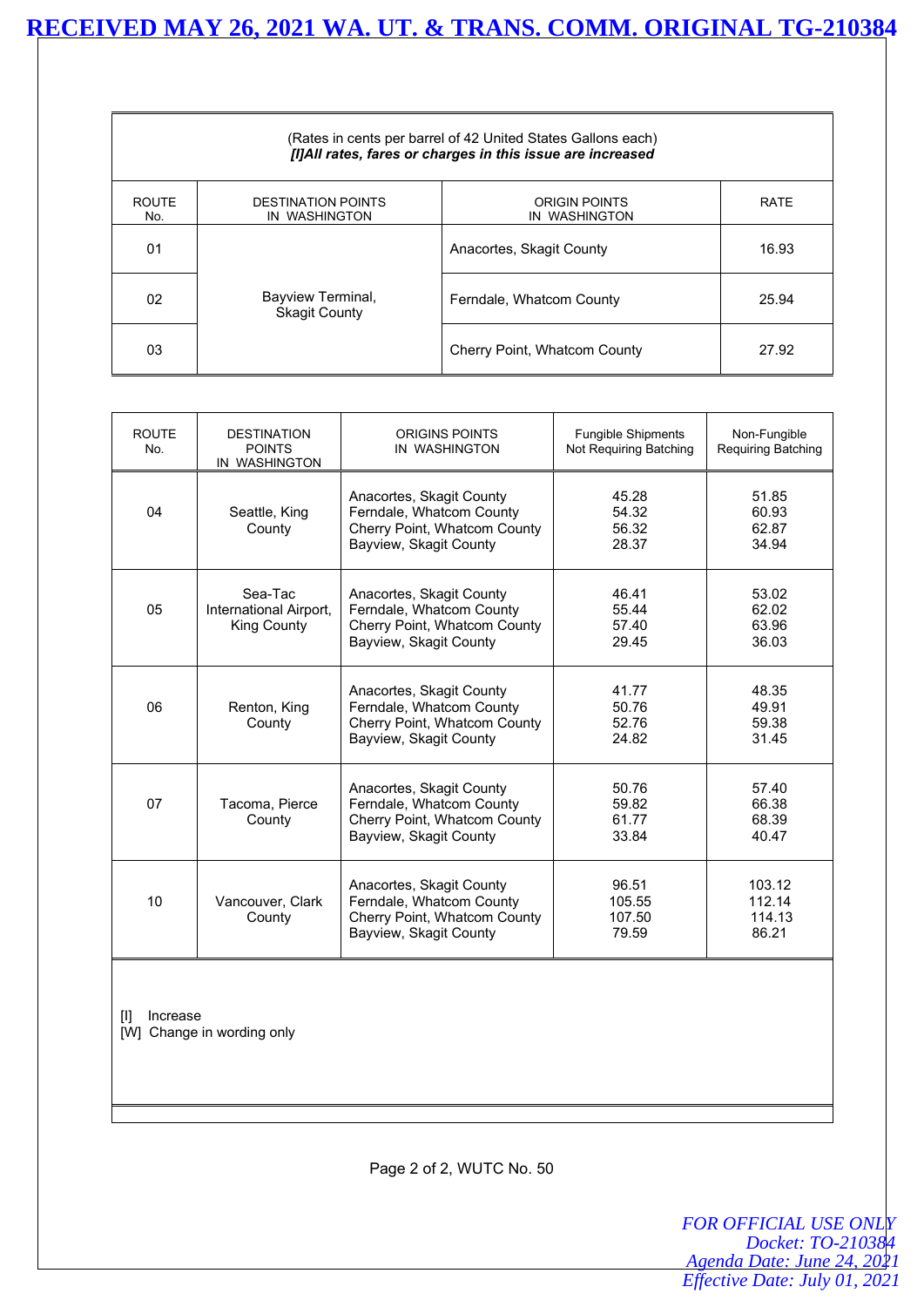**RECEIVED MAY 26, 2021 WA. UT. & TRANS. COMM. ORIGINAL TG-210384**

(Rates in cents per barrel of 42 United States Gallons each)
***[I]All rates, fares or charges in this issue are increased***

| ROUTE No. | DESTINATION POINTS IN WASHINGTON | ORIGIN POINTS IN WASHINGTON | RATE |
|---|---|---|---|
| 01 | Bayview Terminal, Skagit County | Anacortes, Skagit County | 16.93 |
| 02 | | Ferndale, Whatcom County | 25.94 |
| 03 | | Cherry Point, Whatcom County | 27.92 |

| ROUTE No. | DESTINATION POINTS IN WASHINGTON | ORIGINS POINTS IN WASHINGTON | Fungible Shipments Not Requiring Batching | Non-Fungible Requiring Batching |
|---|---|---|---|---|
| 04 | Seattle, King County | Anacortes, Skagit County<br>Ferndale, Whatcom County<br>Cherry Point, Whatcom County<br>Bayview, Skagit County | 45.28<br>54.32<br>56.32<br>28.37 | 51.85<br>60.93<br>62.87<br>34.94 |
| 05 | Sea-Tac International Airport, King County | Anacortes, Skagit County<br>Ferndale, Whatcom County<br>Cherry Point, Whatcom County<br>Bayview, Skagit County | 46.41<br>55.44<br>57.40<br>29.45 | 53.02<br>62.02<br>63.96<br>36.03 |
| 06 | Renton, King County | Anacortes, Skagit County<br>Ferndale, Whatcom County<br>Cherry Point, Whatcom County<br>Bayview, Skagit County | 41.77<br>50.76<br>52.76<br>24.82 | 48.35<br>49.91<br>59.38<br>31.45 |
| 07 | Tacoma, Pierce County | Anacortes, Skagit County<br>Ferndale, Whatcom County<br>Cherry Point, Whatcom County<br>Bayview, Skagit County | 50.76<br>59.82<br>61.77<br>33.84 | 57.40<br>66.38<br>68.39<br>40.47 |
| 10 | Vancouver, Clark County | Anacortes, Skagit County<br>Ferndale, Whatcom County<br>Cherry Point, Whatcom County<br>Bayview, Skagit County | 96.51<br>105.55<br>107.50<br>79.59 | 103.12<br>112.14<br>114.13<br>86.21 |

[I] Increase
[W] Change in wording only

Page 2 of 2, WUTC No. 50

*FOR OFFICIAL USE ONLY*
*Docket: TO-210384*
*Agenda Date: June 24, 2021*
*Effective Date: July 01, 2021*